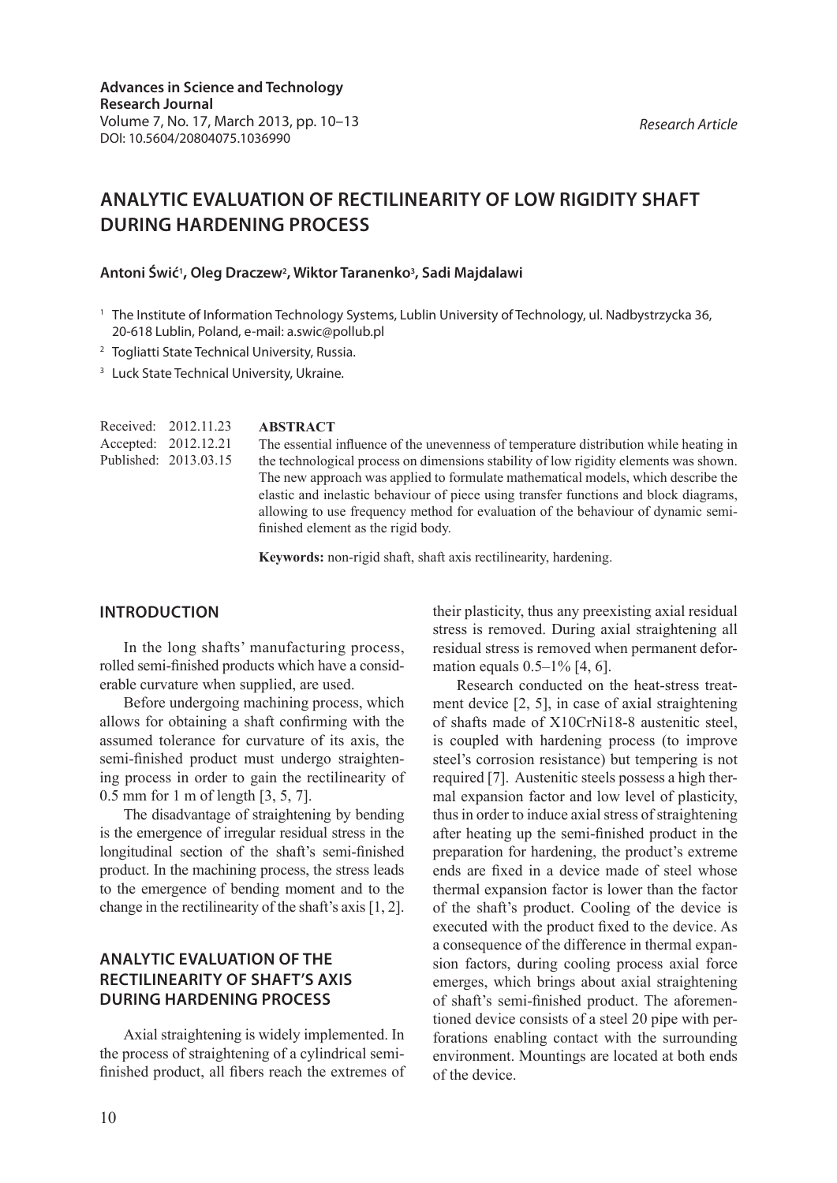**Advances in Science and Technology Research Journal**
Volume 7, No. 17, March 2013, pp. 10–13
DOI: 10.5604/20804075.1036990

*Research Article*

# ANALYTIC EVALUATION OF RECTILINEARITY OF LOW RIGIDITY SHAFT DURING HARDENING PROCESS

**Antoni Świć[1], Oleg Draczew[2], Wiktor Taranenko[3], Sadi Majdalawi**

[1] The Institute of Information Technology Systems, Lublin University of Technology, ul. Nadbystrzycka 36, 20-618 Lublin, Poland, e-mail: a.swic@pollub.pl

[2] Togliatti State Technical University, Russia.

[3] Luck State Technical University, Ukraine.

Received: 2012.11.23
Accepted: 2012.12.21
Published: 2013.03.15

**ABSTRACT**

The essential influence of the unevenness of temperature distribution while heating in the technological process on dimensions stability of low rigidity elements was shown. The new approach was applied to formulate mathematical models, which describe the elastic and inelastic behaviour of piece using transfer functions and block diagrams, allowing to use frequency method for evaluation of the behaviour of dynamic semi-finished element as the rigid body.

**Keywords:** non-rigid shaft, shaft axis rectilinearity, hardening.

## INTRODUCTION

In the long shafts' manufacturing process, rolled semi-finished products which have a considerable curvature when supplied, are used.

Before undergoing machining process, which allows for obtaining a shaft confirming with the assumed tolerance for curvature of its axis, the semi-finished product must undergo straightening process in order to gain the rectilinearity of 0.5 mm for 1 m of length [3, 5, 7].

The disadvantage of straightening by bending is the emergence of irregular residual stress in the longitudinal section of the shaft's semi-finished product. In the machining process, the stress leads to the emergence of bending moment and to the change in the rectilinearity of the shaft's axis [1, 2].

## ANALYTIC EVALUATION OF THE RECTILINEARITY OF SHAFT'S AXIS DURING HARDENING PROCESS

Axial straightening is widely implemented. In the process of straightening of a cylindrical semi-finished product, all fibers reach the extremes of their plasticity, thus any preexisting axial residual stress is removed. During axial straightening all residual stress is removed when permanent deformation equals 0.5–1% [4, 6].

Research conducted on the heat-stress treatment device [2, 5], in case of axial straightening of shafts made of X10CrNi18-8 austenitic steel, is coupled with hardening process (to improve steel's corrosion resistance) but tempering is not required [7]. Austenitic steels possess a high thermal expansion factor and low level of plasticity, thus in order to induce axial stress of straightening after heating up the semi-finished product in the preparation for hardening, the product's extreme ends are fixed in a device made of steel whose thermal expansion factor is lower than the factor of the shaft's product. Cooling of the device is executed with the product fixed to the device. As a consequence of the difference in thermal expansion factors, during cooling process axial force emerges, which brings about axial straightening of shaft's semi-finished product. The aforementioned device consists of a steel 20 pipe with perforations enabling contact with the surrounding environment. Mountings are located at both ends of the device.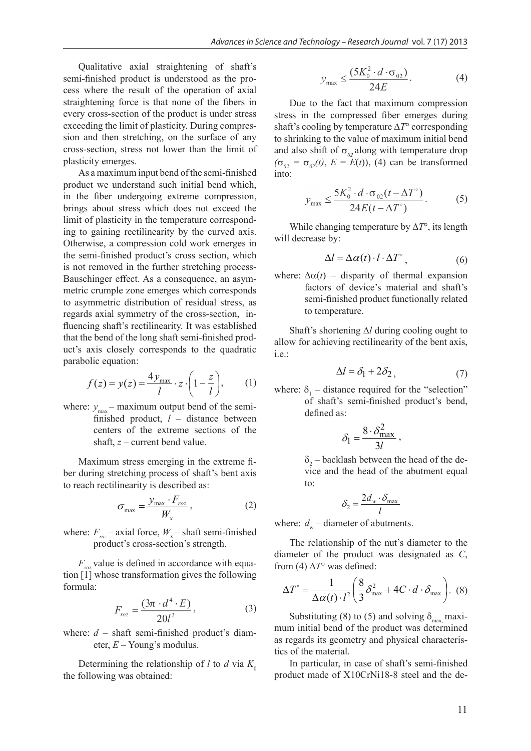Qualitative axial straightening of shaft's semi-finished product is understood as the process where the result of the operation of axial straightening force is that none of the fibers in every cross-section of the product is under stress exceeding the limit of plasticity. During compression and then stretching, on the surface of any cross-section, stress not lower than the limit of plasticity emerges.

As a maximum input bend of the semi-finished product we understand such initial bend which, in the fiber undergoing extreme compression, brings about stress which does not exceed the limit of plasticity in the temperature corresponding to gaining rectilinearity by the curved axis. Otherwise, a compression cold work emerges in the semi-finished product's cross section, which is not removed in the further stretching process-Bauschinger effect. As a consequence, an asymmetric crumple zone emerges which corresponds to asymmetric distribution of residual stress, as regards axial symmetry of the cross-section, influencing shaft's rectilinearity. It was established that the bend of the long shaft semi-finished product's axis closely corresponds to the quadratic parabolic equation:

$$f(z) = y(z) = \frac{4y_{\max}}{l} \cdot z \cdot \left(1 - \frac{z}{l}\right), \quad (1)$$

where: $y_{\max}$ – maximum output bend of the semi-finished product, $l$ – distance between centers of the extreme sections of the shaft, $z$ – current bend value.

Maximum stress emerging in the extreme fiber during stretching process of shaft's bent axis to reach rectilinearity is described as:

$$\sigma_{\max} = \frac{y_{\max} \cdot F_{roz}}{W_x}, \quad (2)$$

where: $F_{roz}$ – axial force, $W_x$ – shaft semi-finished product's cross-section's strength.

$F_{roz}$ value is defined in accordance with equation [1] whose transformation gives the following formula:

$$F_{roz} = \frac{(3\pi \cdot d^4 \cdot E)}{20l^2}, \quad (3)$$

where: $d$ – shaft semi-finished product's diameter, $E$ – Young's modulus.

Determining the relationship of $l$ to $d$ via $K_0$ the following was obtained:

$$y_{\max} \leq \frac{(5K_0^2 \cdot d \cdot \sigma_{02})}{24E}. \quad (4)$$

Due to the fact that maximum compression stress in the compressed fiber emerges during shaft's cooling by temperature $\Delta T^{\circ}$ corresponding to shrinking to the value of maximum initial bend and also shift of $\sigma_{02}$ along with temperature drop ($\sigma_{02} = \sigma_{02}(t)$, $E = E(t)$), (4) can be transformed into:

$$y_{\max} \leq \frac{5K_0^2 \cdot d \cdot \sigma_{02}(t - \Delta T^{\circ})}{24E(t - \Delta T^{\circ})}. \quad (5)$$

While changing temperature by $\Delta T^{\circ}$, its length will decrease by:

$$\Delta l = \Delta\alpha(t) \cdot l \cdot \Delta T^{\circ}, \quad (6)$$

where: $\Delta\alpha(t)$ – disparity of thermal expansion factors of device's material and shaft's semi-finished product functionally related to temperature.

Shaft's shortening $\Delta l$ during cooling ought to allow for achieving rectilinearity of the bent axis, i.e.:

$$\Delta l = \delta_1 + 2\delta_2, \quad (7)$$

where: $\delta_1$ – distance required for the "selection" of shaft's semi-finished product's bend, defined as:

$$\delta_1 = \frac{8 \cdot \delta_{\max}^2}{3l},$$

$\delta_2$ – backlash between the head of the device and the head of the abutment equal to:

$$\delta_2 = \frac{2d_w \cdot \delta_{\max}}{l}$$

where: $d_w$ – diameter of abutments.

The relationship of the nut's diameter to the diameter of the product was designated as $C$, from (4) $\Delta T^{\circ}$ was defined:

$$\Delta T^{\circ} = \frac{1}{\Delta\alpha(t) \cdot l^2}\left(\frac{8}{3}\delta_{\max}^2 + 4C \cdot d \cdot \delta_{\max}\right). \quad (8)$$

Substituting (8) to (5) and solving $\delta_{\max}$, maximum initial bend of the product was determined as regards its geometry and physical characteristics of the material.

In particular, in case of shaft's semi-finished product made of X10CrNi18-8 steel and the de-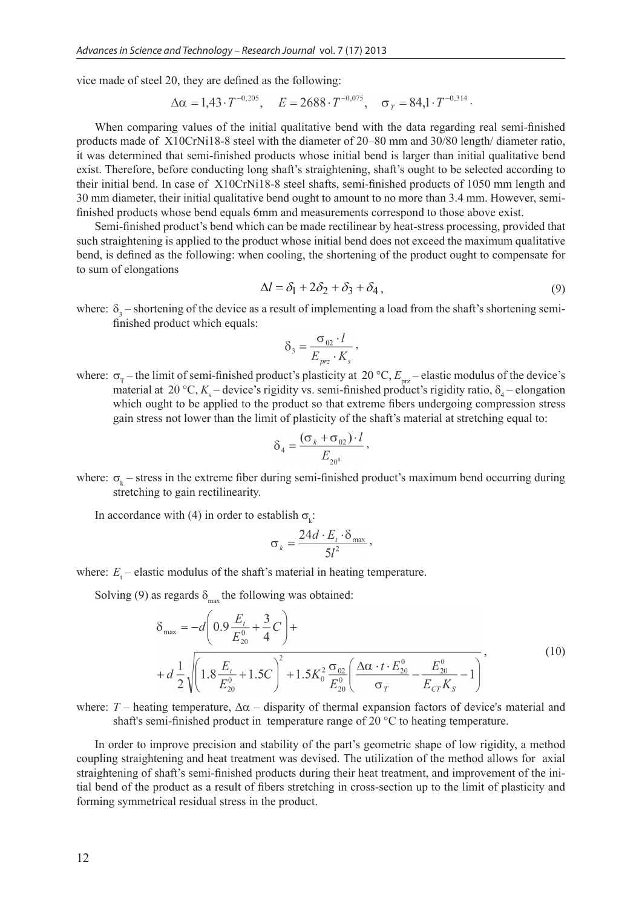vice made of steel 20, they are defined as the following:

$$\Delta\alpha = 1{,}43 \cdot T^{-0{,}205}, \quad E = 2688 \cdot T^{-0{,}075}, \quad \sigma_T = 84{,}1 \cdot T^{-0{,}314}.$$

When comparing values of the initial qualitative bend with the data regarding real semi-finished products made of X10CrNi18-8 steel with the diameter of 20–80 mm and 30/80 length/ diameter ratio, it was determined that semi-finished products whose initial bend is larger than initial qualitative bend exist. Therefore, before conducting long shaft's straightening, shaft's ought to be selected according to their initial bend. In case of X10CrNi18-8 steel shafts, semi-finished products of 1050 mm length and 30 mm diameter, their initial qualitative bend ought to amount to no more than 3.4 mm. However, semi-finished products whose bend equals 6mm and measurements correspond to those above exist.

Semi-finished product's bend which can be made rectilinear by heat-stress processing, provided that such straightening is applied to the product whose initial bend does not exceed the maximum qualitative bend, is defined as the following: when cooling, the shortening of the product ought to compensate for to sum of elongations

$$\Delta l = \delta_1 + 2\delta_2 + \delta_3 + \delta_4, \tag{9}$$

where: $\delta_3$ – shortening of the device as a result of implementing a load from the shaft's shortening semi-finished product which equals:

$$\delta_3 = \frac{\sigma_{02} \cdot l}{E_{prz} \cdot K_s},$$

where: $\sigma_T$ – the limit of semi-finished product's plasticity at 20 °C, $E_{prz}$ – elastic modulus of the device's material at 20 °C, $K_s$ – device's rigidity vs. semi-finished product's rigidity ratio, $\delta_4$ – elongation which ought to be applied to the product so that extreme fibers undergoing compression stress gain stress not lower than the limit of plasticity of the shaft's material at stretching equal to:

$$\delta_4 = \frac{(\sigma_k + \sigma_{02}) \cdot l}{E_{20^0}},$$

where: $\sigma_k$ – stress in the extreme fiber during semi-finished product's maximum bend occurring during stretching to gain rectilinearity.

In accordance with (4) in order to establish $\sigma_k$:

$$\sigma_k = \frac{24d \cdot E_t \cdot \delta_{\max}}{5l^2},$$

where: $E_t$ – elastic modulus of the shaft's material in heating temperature.

Solving (9) as regards $\delta_{\max}$ the following was obtained:

$$\delta_{\max} = -d\left(0.9\frac{E_t}{E_{20}^0} + \frac{3}{4}C\right) + d\frac{1}{2}\sqrt{\left(1.8\frac{E_t}{E_{20}^0} + 1.5C\right)^2 + 1.5K_0^2\frac{\sigma_{02}}{E_{20}^0}\left(\frac{\Delta\alpha \cdot t \cdot E_{20}^0}{\sigma_T} - \frac{E_{20}^0}{E_{CT}K_S} - 1\right)}, \tag{10}$$

where: $T$ – heating temperature, $\Delta\alpha$ – disparity of thermal expansion factors of device's material and shaft's semi-finished product in temperature range of 20 °C to heating temperature.

In order to improve precision and stability of the part's geometric shape of low rigidity, a method coupling straightening and heat treatment was devised. The utilization of the method allows for axial straightening of shaft's semi-finished products during their heat treatment, and improvement of the initial bend of the product as a result of fibers stretching in cross-section up to the limit of plasticity and forming symmetrical residual stress in the product.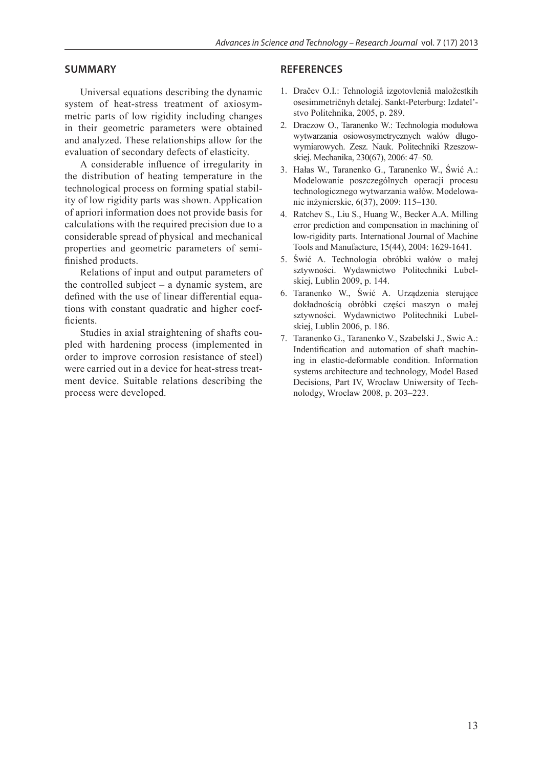## SUMMARY

Universal equations describing the dynamic system of heat-stress treatment of axiosymmetric parts of low rigidity including changes in their geometric parameters were obtained and analyzed. These relationships allow for the evaluation of secondary defects of elasticity.

A considerable influence of irregularity in the distribution of heating temperature in the technological process on forming spatial stability of low rigidity parts was shown. Application of apriori information does not provide basis for calculations with the required precision due to a considerable spread of physical and mechanical properties and geometric parameters of semi-finished products.

Relations of input and output parameters of the controlled subject – a dynamic system, are defined with the use of linear differential equations with constant quadratic and higher coefficients.

Studies in axial straightening of shafts coupled with hardening process (implemented in order to improve corrosion resistance of steel) were carried out in a device for heat-stress treatment device. Suitable relations describing the process were developed.

## REFERENCES

1. Dračev O.I.: Tehnologiâ izgotovleniâ maložestkih osesimmetričnyh detalej. Sankt-Peterburg: Izdatel'-stvo Politehnika, 2005, p. 289.
2. Draczow O., Taranenko W.: Technologia modułowa wytwarzania osiowosymetrycznych wałów długowymiarowych. Zesz. Nauk. Politechniki Rzeszowskiej. Mechanika, 230(67), 2006: 47–50.
3. Hałas W., Taranenko G., Taranenko W., Świć A.: Modelowanie poszczególnych operacji procesu technologicznego wytwarzania wałów. Modelowanie inżynierskie, 6(37), 2009: 115–130.
4. Ratchev S., Liu S., Huang W., Becker A.A. Milling error prediction and compensation in machining of low-rigidity parts. International Journal of Machine Tools and Manufacture, 15(44), 2004: 1629-1641.
5. Świć A. Technologia obróbki wałów o małej sztywności. Wydawnictwo Politechniki Lubelskiej, Lublin 2009, p. 144.
6. Taranenko W., Świć A. Urządzenia sterujące dokładnością obróbki części maszyn o małej sztywności. Wydawnictwo Politechniki Lubelskiej, Lublin 2006, p. 186.
7. Taranenko G., Taranenko V., Szabelski J., Swic A.: Indentification and automation of shaft machining in elastic-deformable condition. Information systems architecture and technology, Model Based Decisions, Part IV, Wroclaw Uniwersity of Technolodgy, Wroclaw 2008, p. 203–223.